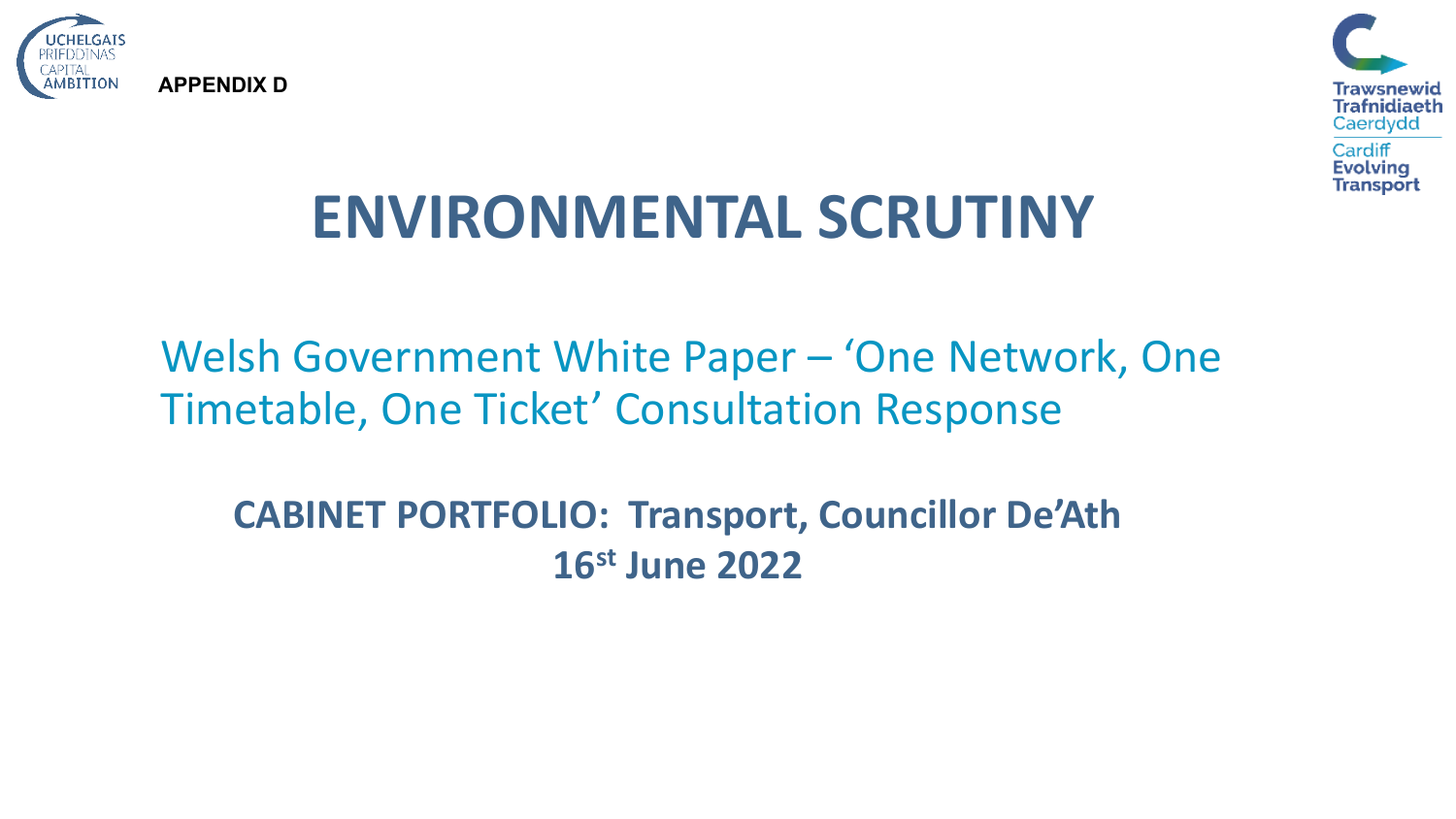UCHELGAIS PRIFDDINAS CAPITAL AMBITION

**APPENDIX D**

Trawsnewid Trafnidiaeth Caerdydd

Cardiff Evolving Transport

# ENVIRONMENTAL SCRUTINY

## Welsh Government White Paper – 'One Network, One Timetable, One Ticket' Consultation Response

**CABINET PORTFOLIO: Transport, Councillor De'Ath**

**16st June 2022**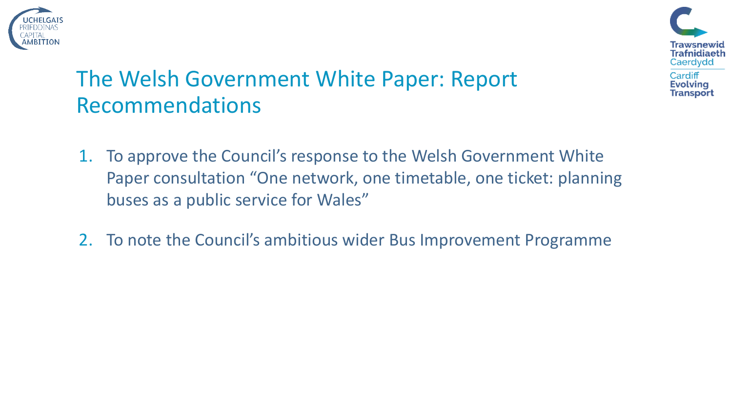# The Welsh Government White Paper: Report Recommendations

1. To approve the Council's response to the Welsh Government White Paper consultation "One network, one timetable, one ticket: planning buses as a public service for Wales"
2. To note the Council's ambitious wider Bus Improvement Programme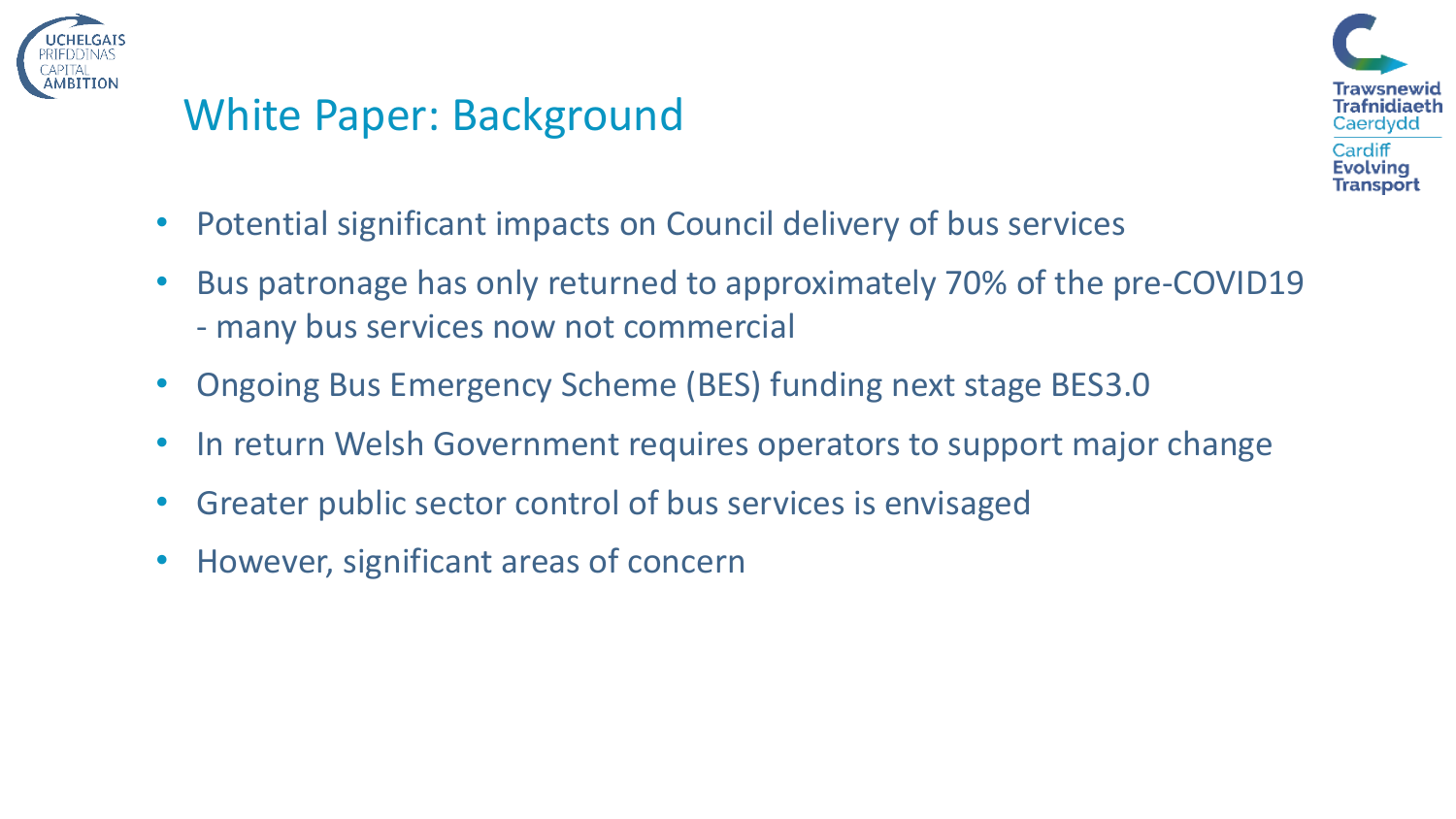# White Paper: Background

- Potential significant impacts on Council delivery of bus services
- Bus patronage has only returned to approximately 70% of the pre-COVID19 - many bus services now not commercial
- Ongoing Bus Emergency Scheme (BES) funding next stage BES3.0
- In return Welsh Government requires operators to support major change
- Greater public sector control of bus services is envisaged
- However, significant areas of concern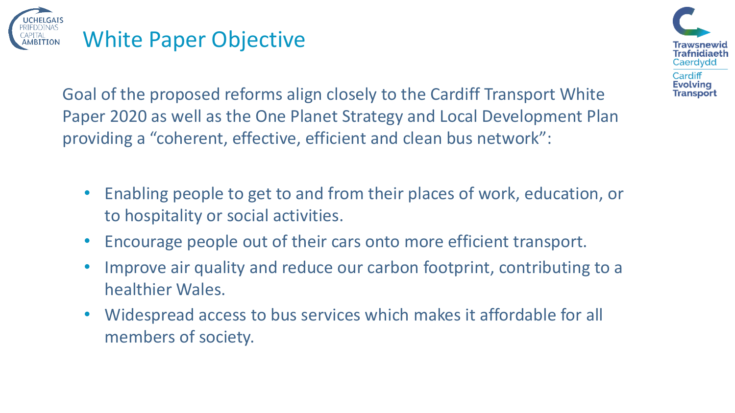# White Paper Objective

Goal of the proposed reforms align closely to the Cardiff Transport White Paper 2020 as well as the One Planet Strategy and Local Development Plan providing a "coherent, effective, efficient and clean bus network":

- Enabling people to get to and from their places of work, education, or to hospitality or social activities.
- Encourage people out of their cars onto more efficient transport.
- Improve air quality and reduce our carbon footprint, contributing to a healthier Wales.
- Widespread access to bus services which makes it affordable for all members of society.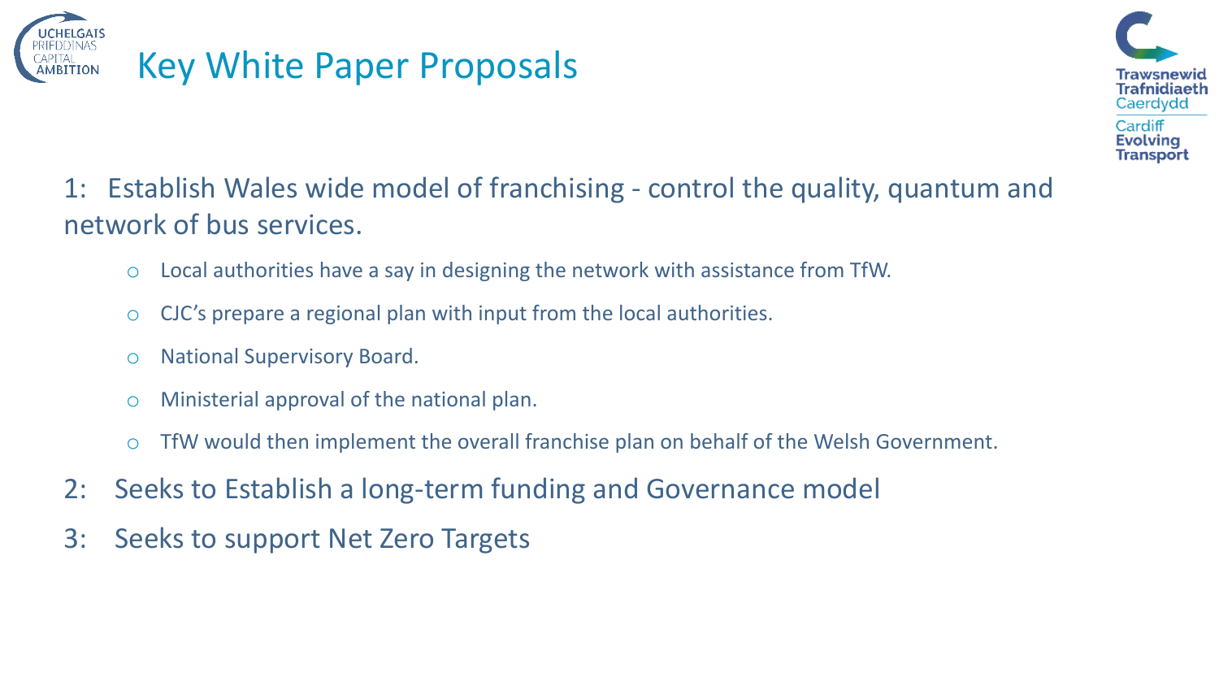# Key White Paper Proposals

1: Establish Wales wide model of franchising - control the quality, quantum and network of bus services.

- Local authorities have a say in designing the network with assistance from TfW.
- CJC's prepare a regional plan with input from the local authorities.
- National Supervisory Board.
- Ministerial approval of the national plan.
- TfW would then implement the overall franchise plan on behalf of the Welsh Government.

2: Seeks to Establish a long-term funding and Governance model

3: Seeks to support Net Zero Targets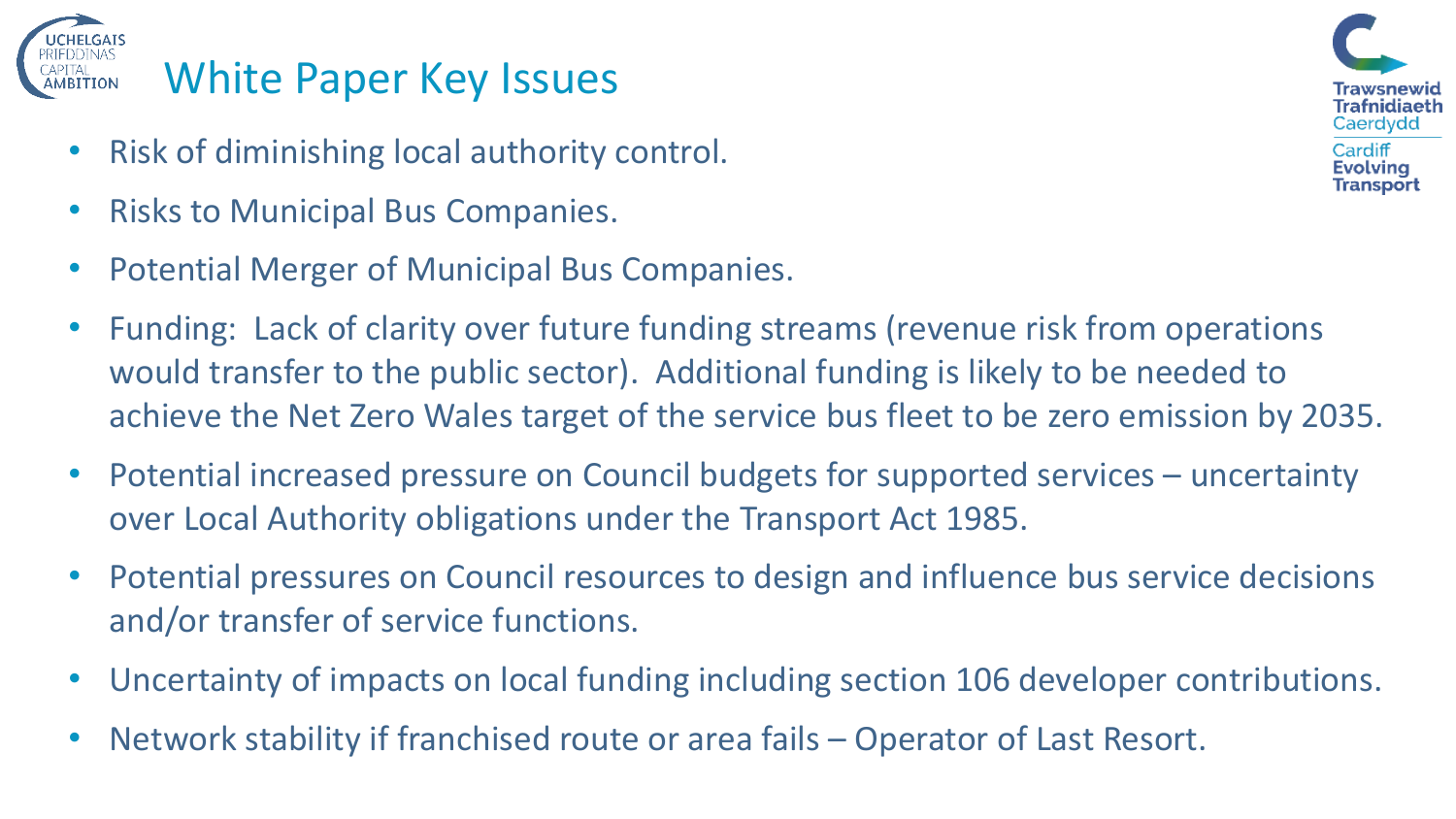# White Paper Key Issues

- Risk of diminishing local authority control.
- Risks to Municipal Bus Companies.
- Potential Merger of Municipal Bus Companies.
- Funding: Lack of clarity over future funding streams (revenue risk from operations would transfer to the public sector). Additional funding is likely to be needed to achieve the Net Zero Wales target of the service bus fleet to be zero emission by 2035.
- Potential increased pressure on Council budgets for supported services – uncertainty over Local Authority obligations under the Transport Act 1985.
- Potential pressures on Council resources to design and influence bus service decisions and/or transfer of service functions.
- Uncertainty of impacts on local funding including section 106 developer contributions.
- Network stability if franchised route or area fails – Operator of Last Resort.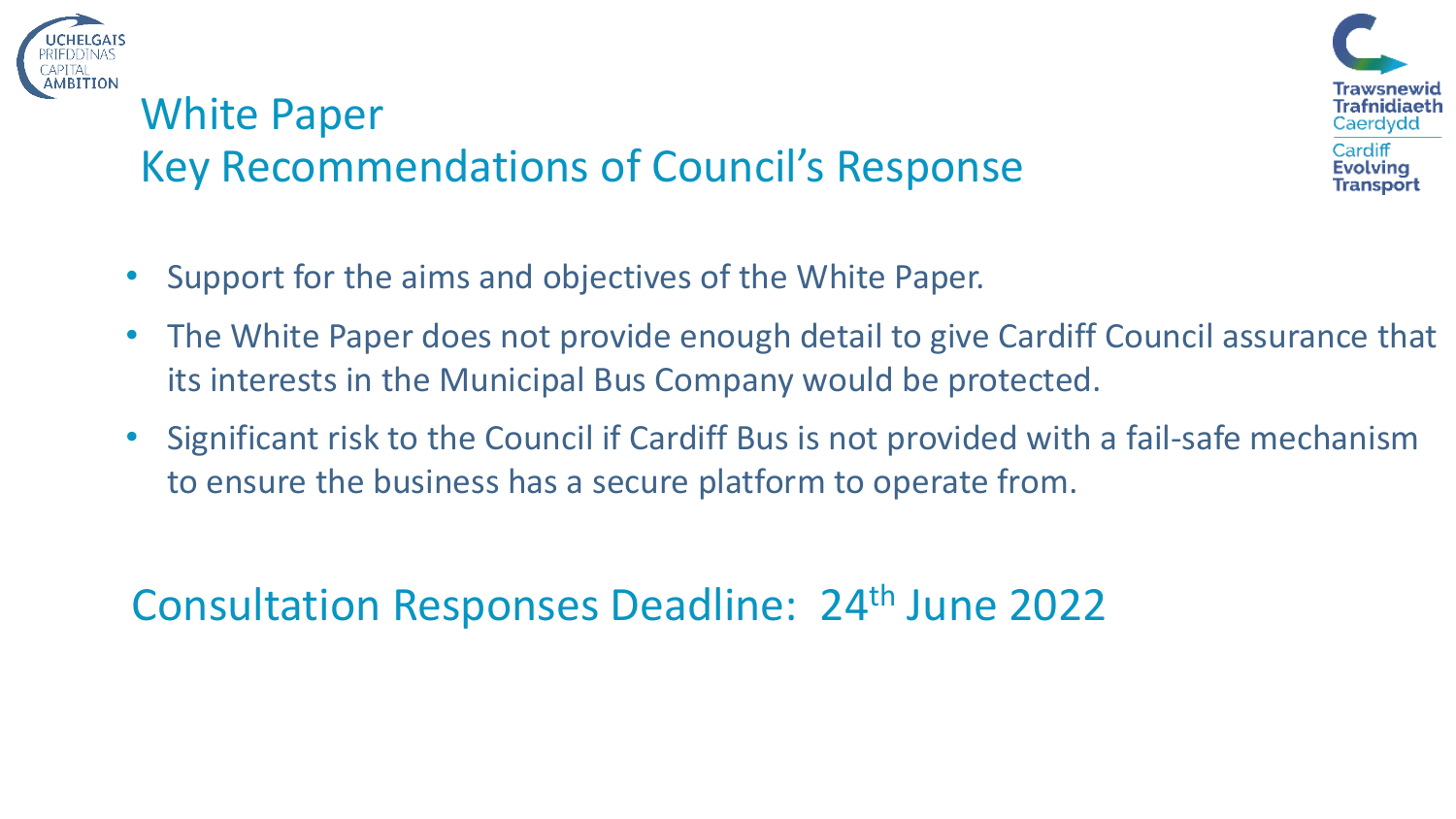# White Paper
## Key Recommendations of Council's Response

- Support for the aims and objectives of the White Paper.
- The White Paper does not provide enough detail to give Cardiff Council assurance that its interests in the Municipal Bus Company would be protected.
- Significant risk to the Council if Cardiff Bus is not provided with a fail-safe mechanism to ensure the business has a secure platform to operate from.

## Consultation Responses Deadline: 24th June 2022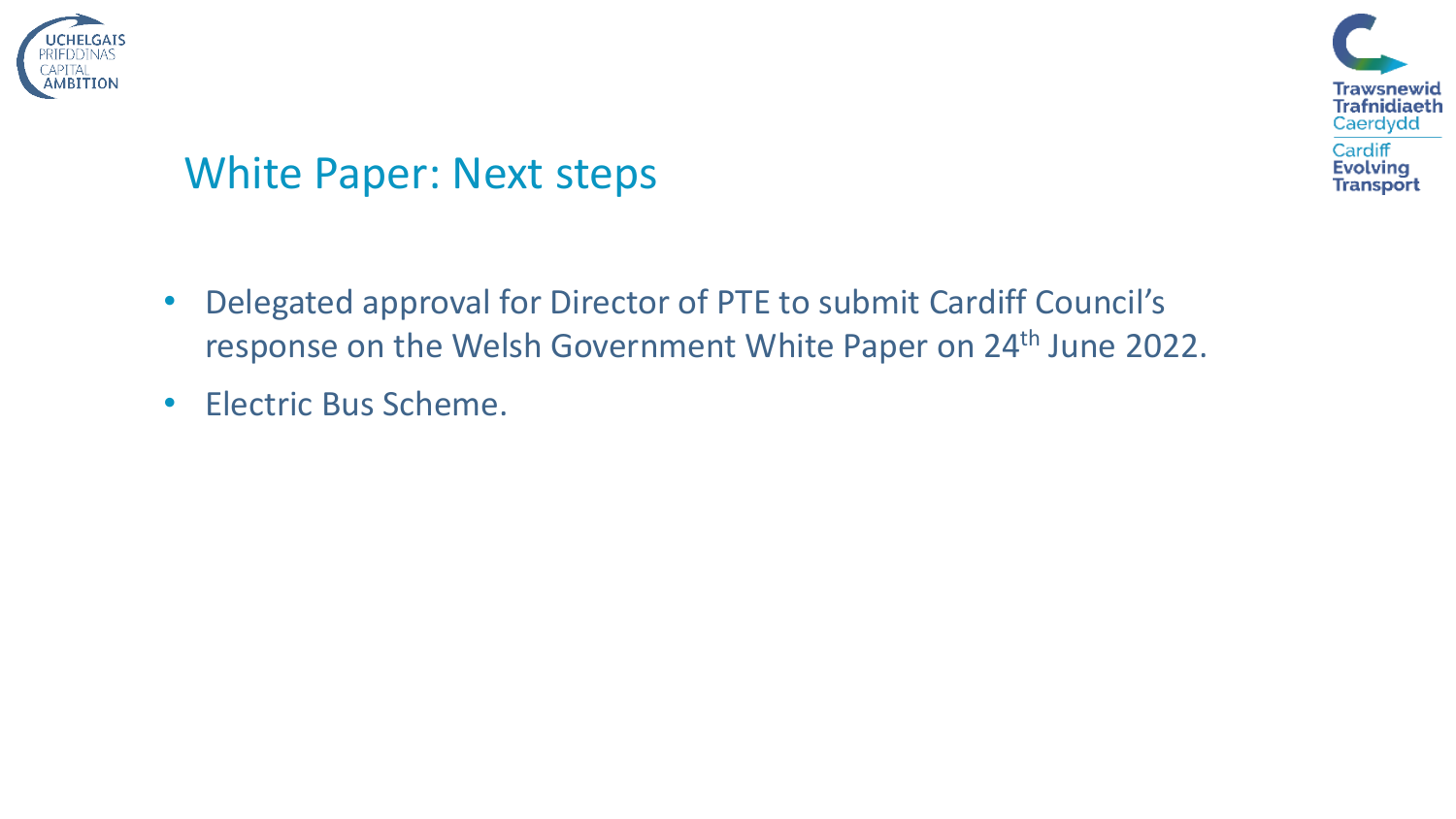## White Paper: Next steps

- Delegated approval for Director of PTE to submit Cardiff Council's response on the Welsh Government White Paper on 24th June 2022.
- Electric Bus Scheme.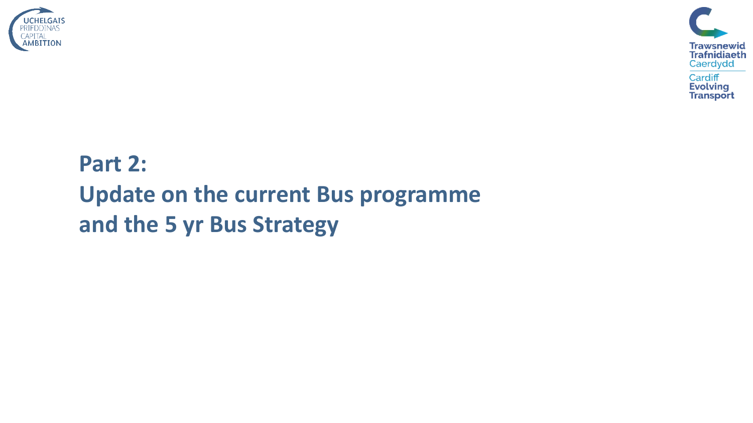# Part 2:

# Update on the current Bus programme and the 5 yr Bus Strategy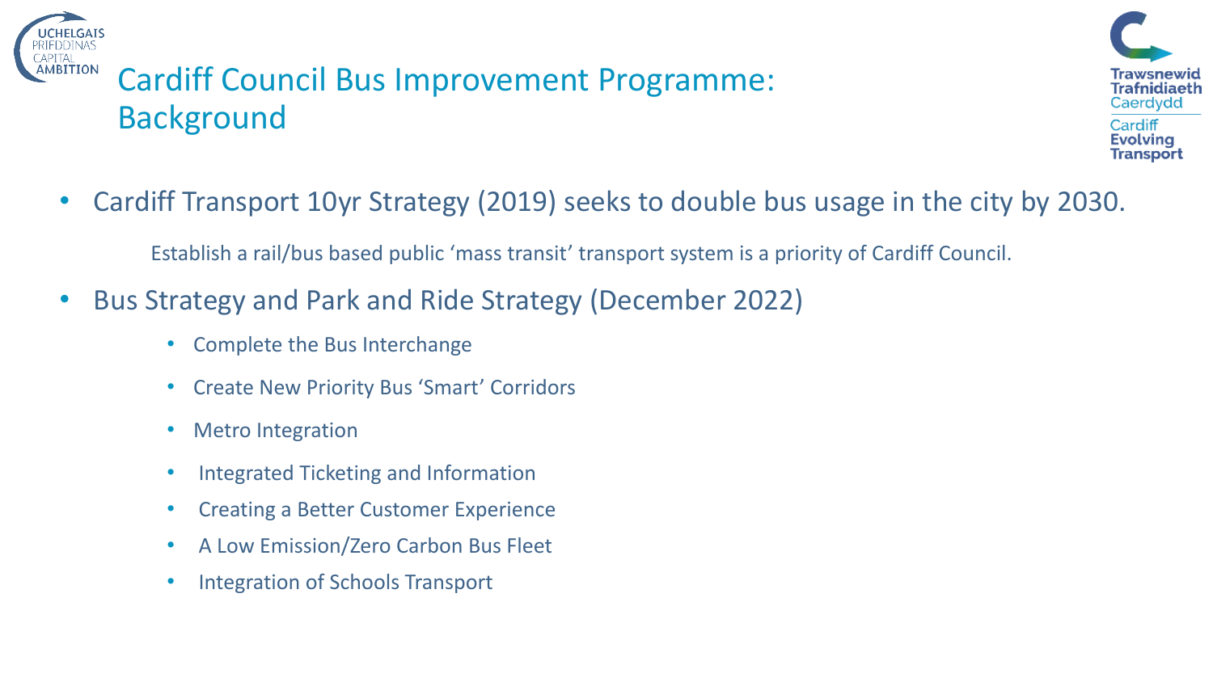# Cardiff Council Bus Improvement Programme: Background

- Cardiff Transport 10yr Strategy (2019) seeks to double bus usage in the city by 2030.

  Establish a rail/bus based public 'mass transit' transport system is a priority of Cardiff Council.

- Bus Strategy and Park and Ride Strategy (December 2022)
  - Complete the Bus Interchange
  - Create New Priority Bus 'Smart' Corridors
  - Metro Integration
  - Integrated Ticketing and Information
  - Creating a Better Customer Experience
  - A Low Emission/Zero Carbon Bus Fleet
  - Integration of Schools Transport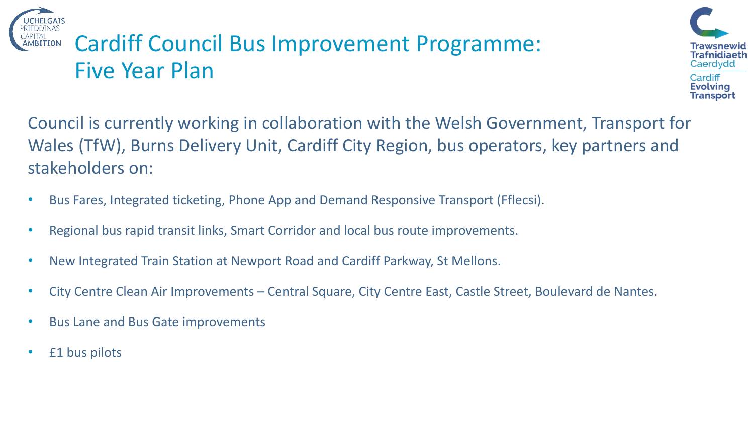# Cardiff Council Bus Improvement Programme: Five Year Plan

Council is currently working in collaboration with the Welsh Government, Transport for Wales (TfW), Burns Delivery Unit, Cardiff City Region, bus operators, key partners and stakeholders on:

- Bus Fares, Integrated ticketing, Phone App and Demand Responsive Transport (Fflecsi).
- Regional bus rapid transit links, Smart Corridor and local bus route improvements.
- New Integrated Train Station at Newport Road and Cardiff Parkway, St Mellons.
- City Centre Clean Air Improvements – Central Square, City Centre East, Castle Street, Boulevard de Nantes.
- Bus Lane and Bus Gate improvements
- £1 bus pilots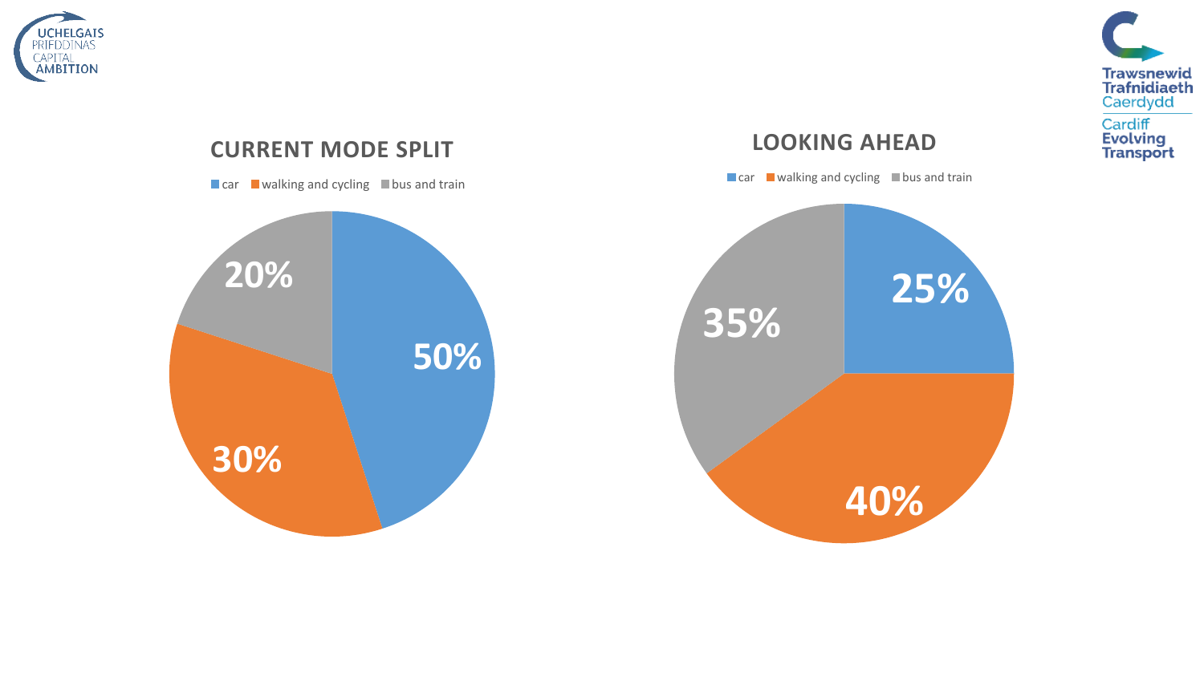## CURRENT MODE SPLIT

| Mode | Share |
| --- | --- |
| car | 50% |
| walking and cycling | 30% |
| bus and train | 20% |

## LOOKING AHEAD

| Mode | Share |
| --- | --- |
| car | 25% |
| walking and cycling | 40% |
| bus and train | 35% |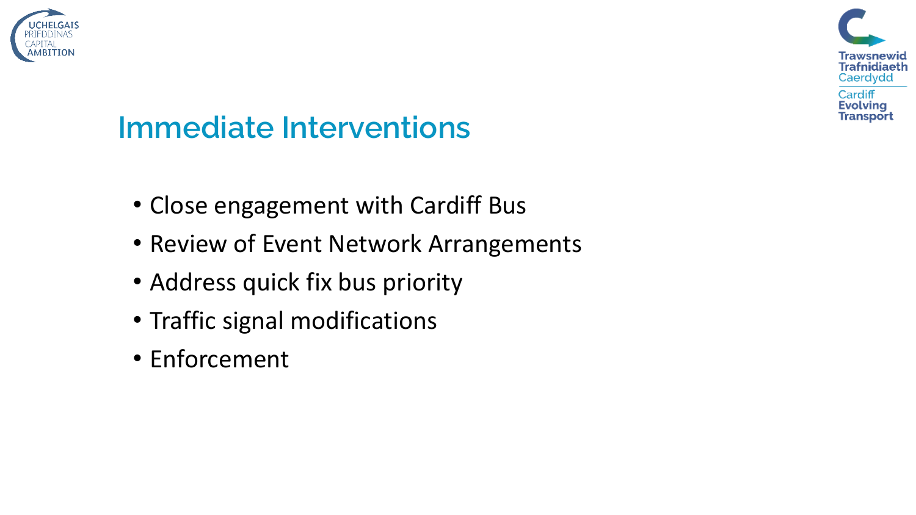## Immediate Interventions

- Close engagement with Cardiff Bus
- Review of Event Network Arrangements
- Address quick fix bus priority
- Traffic signal modifications
- Enforcement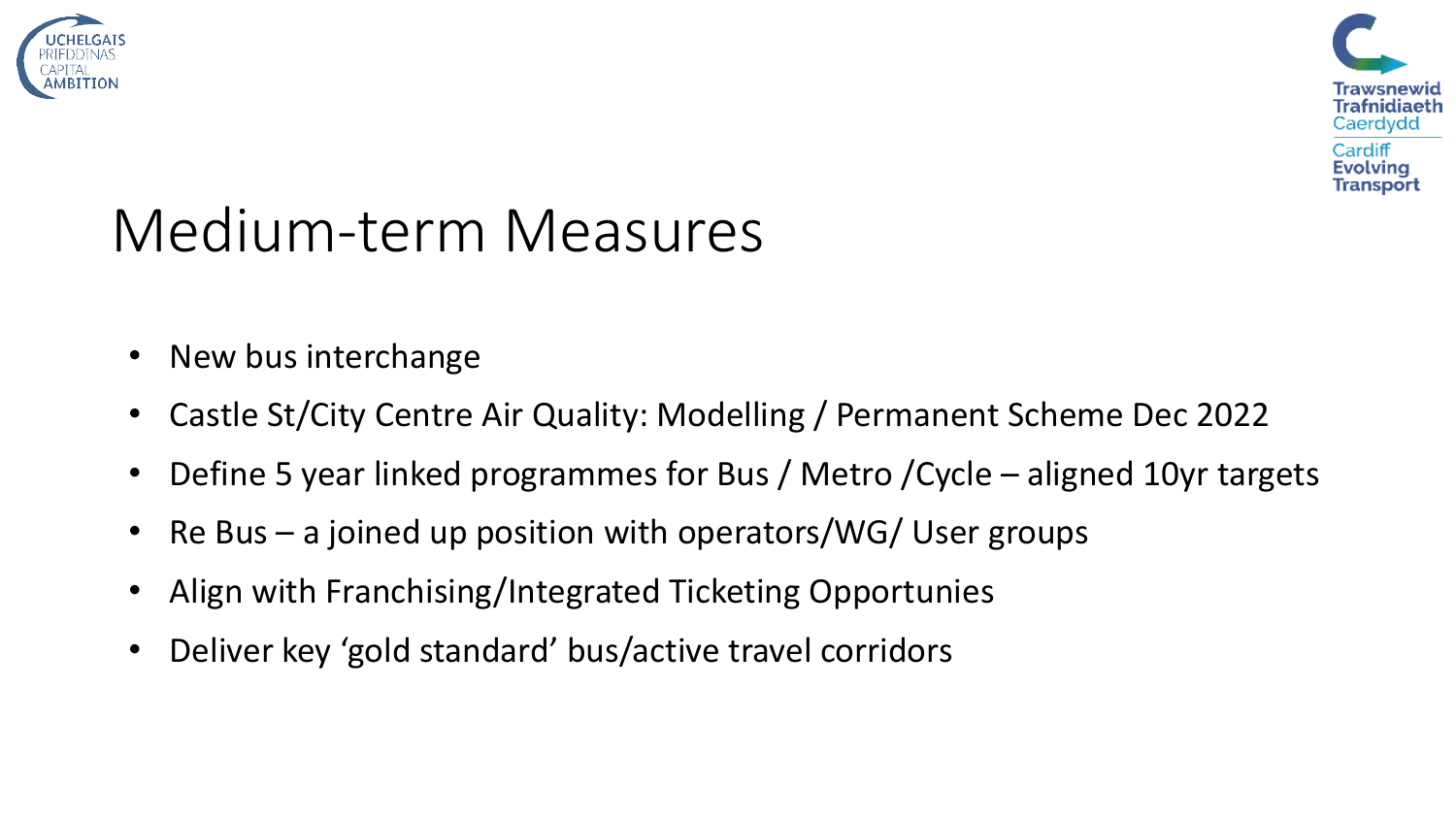# Medium-term Measures

- New bus interchange
- Castle St/City Centre Air Quality: Modelling / Permanent Scheme Dec 2022
- Define 5 year linked programmes for Bus / Metro /Cycle – aligned 10yr targets
- Re Bus – a joined up position with operators/WG/ User groups
- Align with Franchising/Integrated Ticketing Opportunies
- Deliver key 'gold standard' bus/active travel corridors